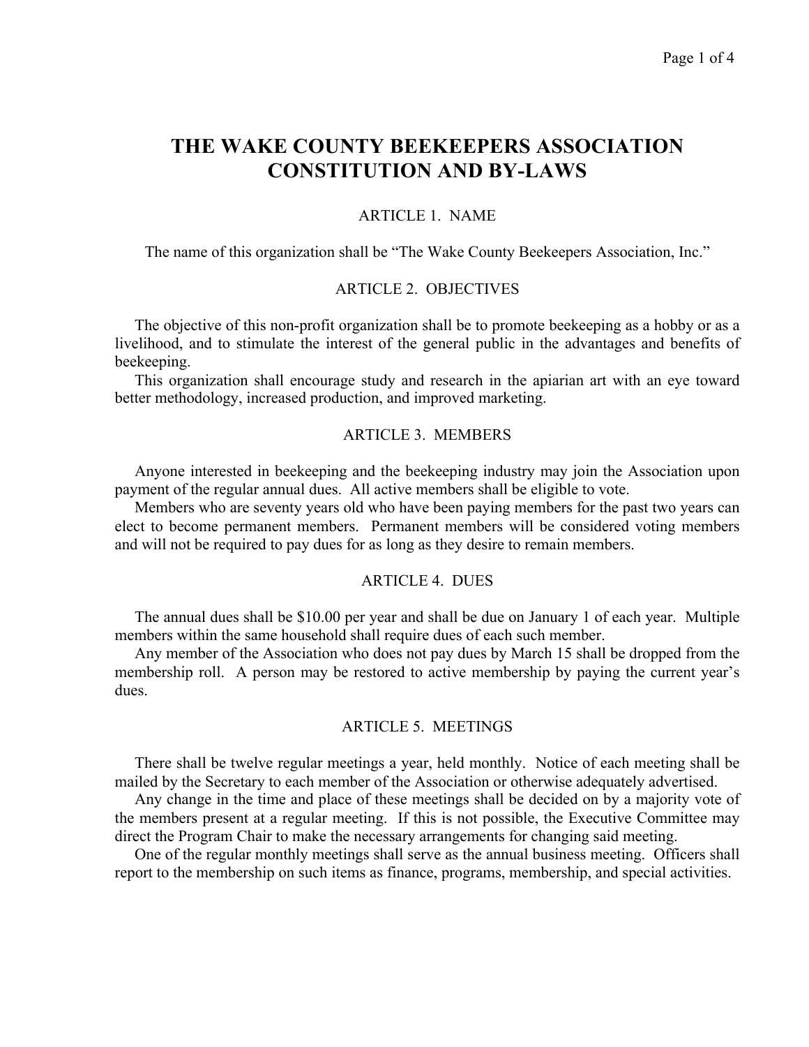# THE WAKE COUNTY BEEKEEPERS ASSOCIATION CONSTITUTION AND BY-LAWS

## ARTICLE 1. NAME

The name of this organization shall be "The Wake County Beekeepers Association, Inc."

## ARTICLE 2. OBJECTIVES

The objective of this non-profit organization shall be to promote beekeeping as a hobby or as a livelihood, and to stimulate the interest of the general public in the advantages and benefits of beekeeping.

This organization shall encourage study and research in the apiarian art with an eye toward better methodology, increased production, and improved marketing.

## ARTICLE 3. MEMBERS

Anyone interested in beekeeping and the beekeeping industry may join the Association upon payment of the regular annual dues. All active members shall be eligible to vote.

Members who are seventy years old who have been paying members for the past two years can elect to become permanent members. Permanent members will be considered voting members and will not be required to pay dues for as long as they desire to remain members.

## ARTICLE 4. DUES

The annual dues shall be $10.00 per year and shall be due on January 1 of each year. Multiple members within the same household shall require dues of each such member.

Any member of the Association who does not pay dues by March 15 shall be dropped from the membership roll. A person may be restored to active membership by paying the current year's dues.

## ARTICLE 5. MEETINGS

There shall be twelve regular meetings a year, held monthly. Notice of each meeting shall be mailed by the Secretary to each member of the Association or otherwise adequately advertised.

Any change in the time and place of these meetings shall be decided on by a majority vote of the members present at a regular meeting. If this is not possible, the Executive Committee may direct the Program Chair to make the necessary arrangements for changing said meeting.

One of the regular monthly meetings shall serve as the annual business meeting. Officers shall report to the membership on such items as finance, programs, membership, and special activities.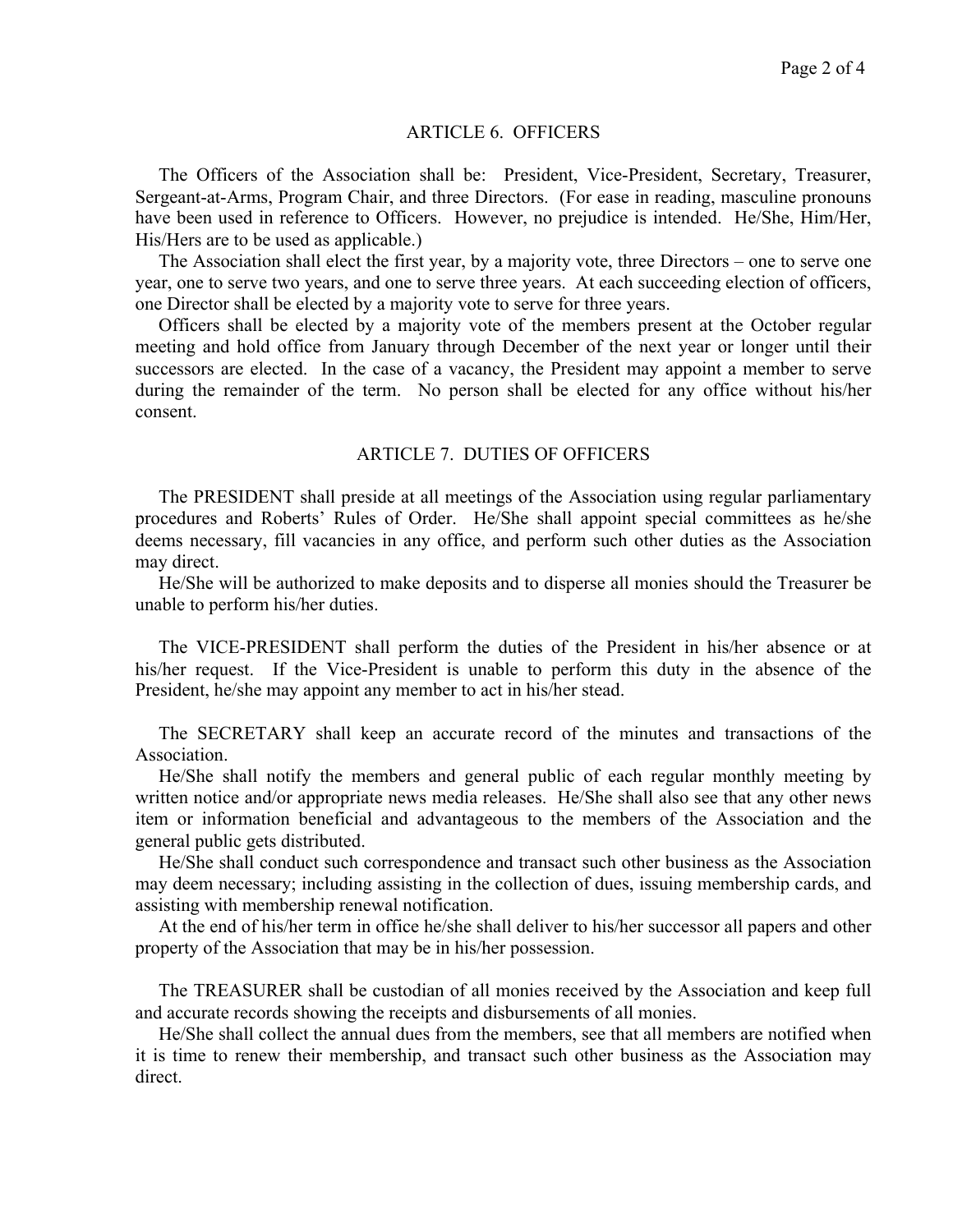## ARTICLE 6. OFFICERS

The Officers of the Association shall be: President, Vice-President, Secretary, Treasurer, Sergeant-at-Arms, Program Chair, and three Directors. (For ease in reading, masculine pronouns have been used in reference to Officers. However, no prejudice is intended. He/She, Him/Her, His/Hers are to be used as applicable.)

The Association shall elect the first year, by a majority vote, three Directors – one to serve one year, one to serve two years, and one to serve three years. At each succeeding election of officers, one Director shall be elected by a majority vote to serve for three years.

Officers shall be elected by a majority vote of the members present at the October regular meeting and hold office from January through December of the next year or longer until their successors are elected. In the case of a vacancy, the President may appoint a member to serve during the remainder of the term. No person shall be elected for any office without his/her consent.

## ARTICLE 7. DUTIES OF OFFICERS

The PRESIDENT shall preside at all meetings of the Association using regular parliamentary procedures and Roberts' Rules of Order. He/She shall appoint special committees as he/she deems necessary, fill vacancies in any office, and perform such other duties as the Association may direct.

He/She will be authorized to make deposits and to disperse all monies should the Treasurer be unable to perform his/her duties.

The VICE-PRESIDENT shall perform the duties of the President in his/her absence or at his/her request. If the Vice-President is unable to perform this duty in the absence of the President, he/she may appoint any member to act in his/her stead.

The SECRETARY shall keep an accurate record of the minutes and transactions of the Association.

He/She shall notify the members and general public of each regular monthly meeting by written notice and/or appropriate news media releases. He/She shall also see that any other news item or information beneficial and advantageous to the members of the Association and the general public gets distributed.

He/She shall conduct such correspondence and transact such other business as the Association may deem necessary; including assisting in the collection of dues, issuing membership cards, and assisting with membership renewal notification.

At the end of his/her term in office he/she shall deliver to his/her successor all papers and other property of the Association that may be in his/her possession.

The TREASURER shall be custodian of all monies received by the Association and keep full and accurate records showing the receipts and disbursements of all monies.

He/She shall collect the annual dues from the members, see that all members are notified when it is time to renew their membership, and transact such other business as the Association may direct.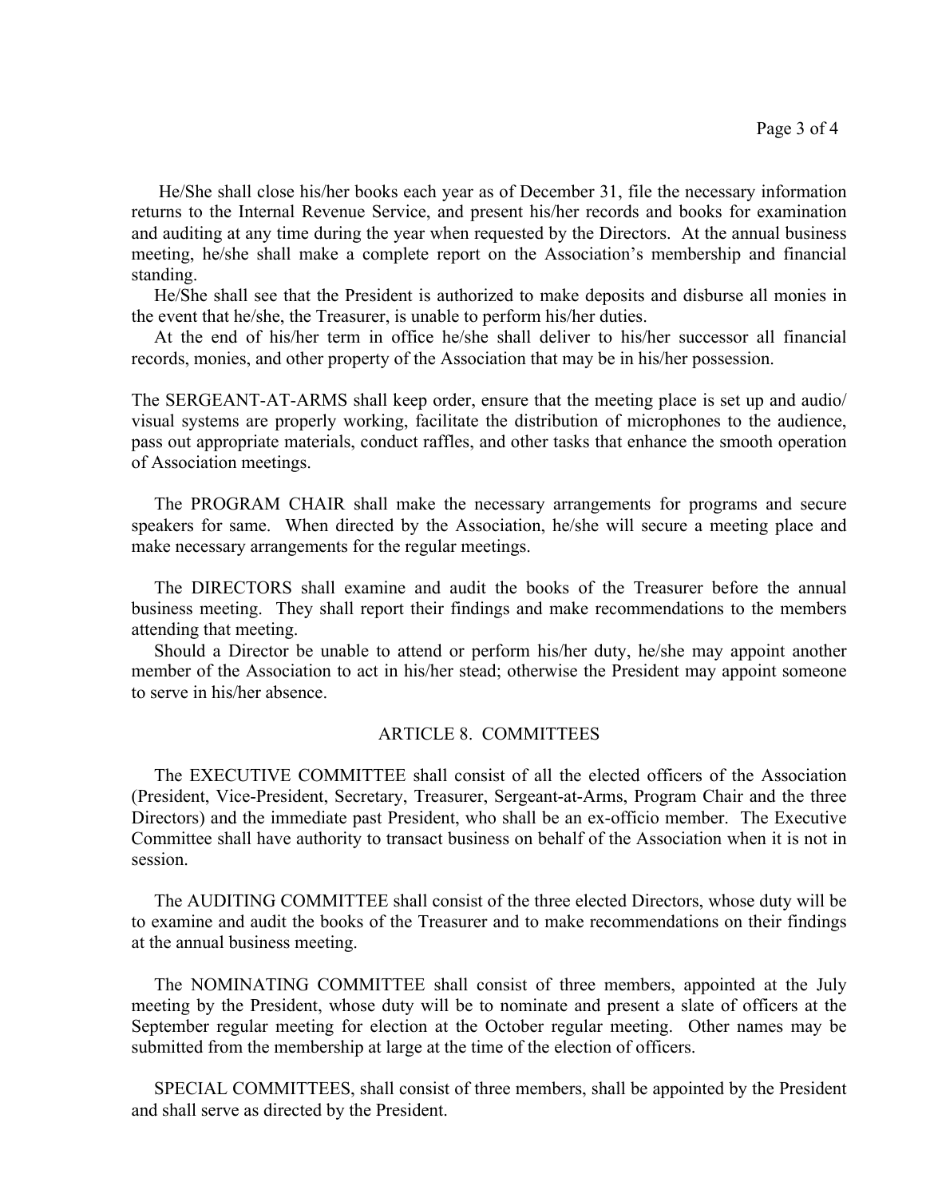He/She shall close his/her books each year as of December 31, file the necessary information returns to the Internal Revenue Service, and present his/her records and books for examination and auditing at any time during the year when requested by the Directors. At the annual business meeting, he/she shall make a complete report on the Association's membership and financial standing.

He/She shall see that the President is authorized to make deposits and disburse all monies in the event that he/she, the Treasurer, is unable to perform his/her duties.

At the end of his/her term in office he/she shall deliver to his/her successor all financial records, monies, and other property of the Association that may be in his/her possession.

The SERGEANT-AT-ARMS shall keep order, ensure that the meeting place is set up and audio/ visual systems are properly working, facilitate the distribution of microphones to the audience, pass out appropriate materials, conduct raffles, and other tasks that enhance the smooth operation of Association meetings.

The PROGRAM CHAIR shall make the necessary arrangements for programs and secure speakers for same. When directed by the Association, he/she will secure a meeting place and make necessary arrangements for the regular meetings.

The DIRECTORS shall examine and audit the books of the Treasurer before the annual business meeting. They shall report their findings and make recommendations to the members attending that meeting.

Should a Director be unable to attend or perform his/her duty, he/she may appoint another member of the Association to act in his/her stead; otherwise the President may appoint someone to serve in his/her absence.

## ARTICLE 8. COMMITTEES

The EXECUTIVE COMMITTEE shall consist of all the elected officers of the Association (President, Vice-President, Secretary, Treasurer, Sergeant-at-Arms, Program Chair and the three Directors) and the immediate past President, who shall be an ex-officio member. The Executive Committee shall have authority to transact business on behalf of the Association when it is not in session.

The AUDITING COMMITTEE shall consist of the three elected Directors, whose duty will be to examine and audit the books of the Treasurer and to make recommendations on their findings at the annual business meeting.

The NOMINATING COMMITTEE shall consist of three members, appointed at the July meeting by the President, whose duty will be to nominate and present a slate of officers at the September regular meeting for election at the October regular meeting. Other names may be submitted from the membership at large at the time of the election of officers.

SPECIAL COMMITTEES, shall consist of three members, shall be appointed by the President and shall serve as directed by the President.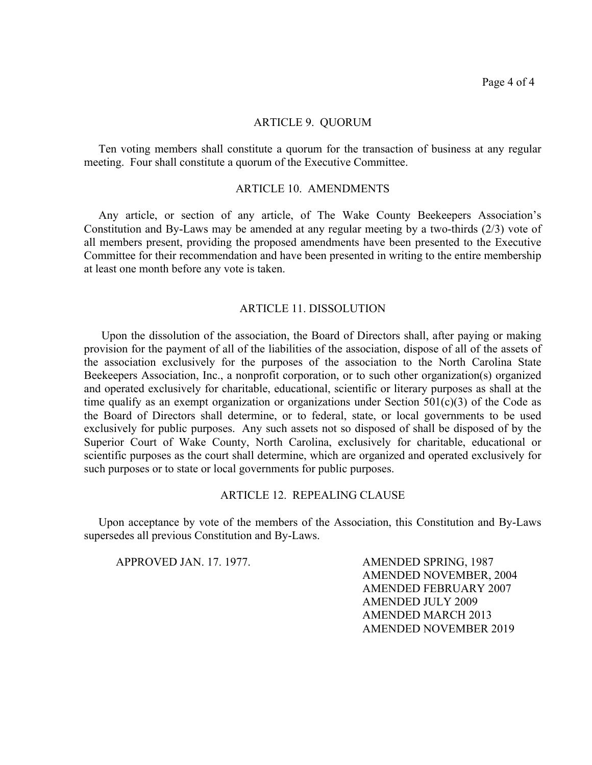## ARTICLE 9. QUORUM

Ten voting members shall constitute a quorum for the transaction of business at any regular meeting. Four shall constitute a quorum of the Executive Committee.

## ARTICLE 10. AMENDMENTS

Any article, or section of any article, of The Wake County Beekeepers Association's Constitution and By-Laws may be amended at any regular meeting by a two-thirds (2/3) vote of all members present, providing the proposed amendments have been presented to the Executive Committee for their recommendation and have been presented in writing to the entire membership at least one month before any vote is taken.

## ARTICLE 11. DISSOLUTION

Upon the dissolution of the association, the Board of Directors shall, after paying or making provision for the payment of all of the liabilities of the association, dispose of all of the assets of the association exclusively for the purposes of the association to the North Carolina State Beekeepers Association, Inc., a nonprofit corporation, or to such other organization(s) organized and operated exclusively for charitable, educational, scientific or literary purposes as shall at the time qualify as an exempt organization or organizations under Section 501(c)(3) of the Code as the Board of Directors shall determine, or to federal, state, or local governments to be used exclusively for public purposes. Any such assets not so disposed of shall be disposed of by the Superior Court of Wake County, North Carolina, exclusively for charitable, educational or scientific purposes as the court shall determine, which are organized and operated exclusively for such purposes or to state or local governments for public purposes.

## ARTICLE 12. REPEALING CLAUSE

Upon acceptance by vote of the members of the Association, this Constitution and By-Laws supersedes all previous Constitution and By-Laws.

APPROVED JAN. 17. 1977.

AMENDED SPRING, 1987
AMENDED NOVEMBER, 2004
AMENDED FEBRUARY 2007
AMENDED JULY 2009
AMENDED MARCH 2013
AMENDED NOVEMBER 2019